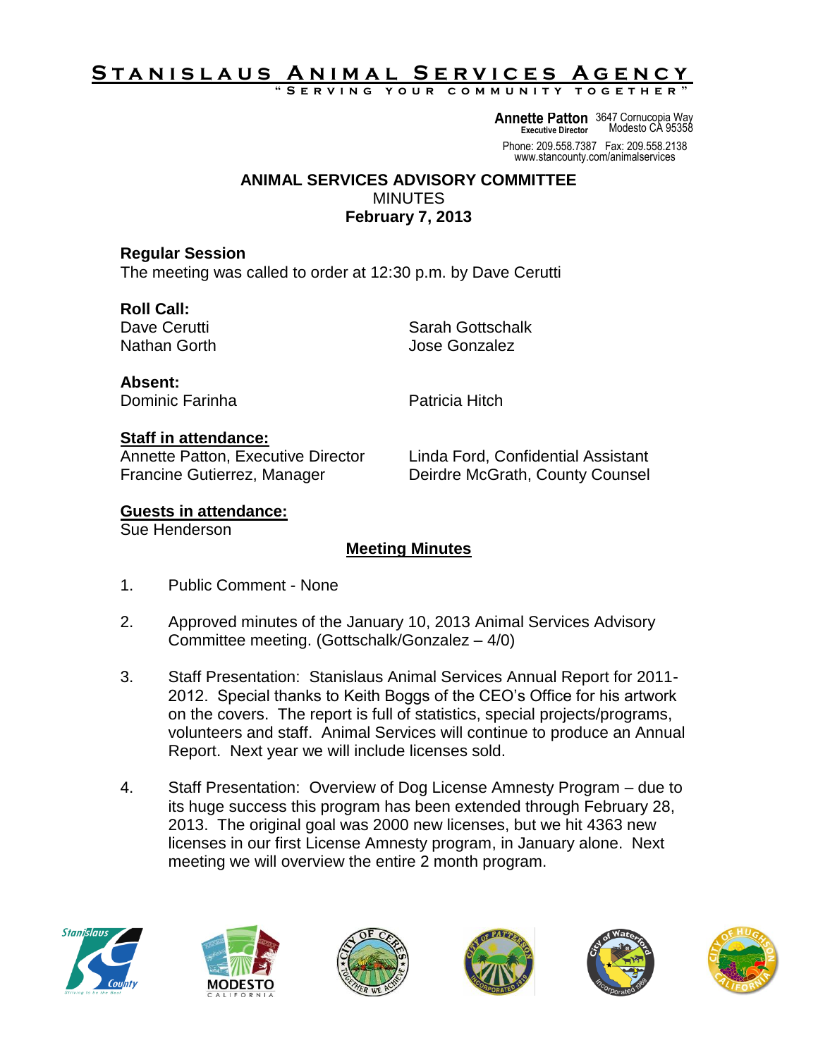# Stanislaus Animal Services Agency

"Serving your community together"

**Annette Patton**
Executive Director

3647 Cornucopia Way
Modesto CA 95358

Phone: 209.558.7387 Fax: 209.558.2138
www.stancounty.com/animalservices

## ANIMAL SERVICES ADVISORY COMMITTEE

MINUTES

**February 7, 2013**

### Regular Session

The meeting was called to order at 12:30 p.m. by Dave Cerutti

**Roll Call:**

Dave Cerutti
Nathan Gorth
Sarah Gottschalk
Jose Gonzalez

**Absent:**

Dominic Farinha
Patricia Hitch

**Staff in attendance:**

Annette Patton, Executive Director
Francine Gutierrez, Manager
Linda Ford, Confidential Assistant
Deirdre McGrath, County Counsel

**Guests in attendance:**

Sue Henderson

### Meeting Minutes

1. Public Comment - None

2. Approved minutes of the January 10, 2013 Animal Services Advisory Committee meeting. (Gottschalk/Gonzalez – 4/0)

3. Staff Presentation: Stanislaus Animal Services Annual Report for 2011-2012. Special thanks to Keith Boggs of the CEO's Office for his artwork on the covers. The report is full of statistics, special projects/programs, volunteers and staff. Animal Services will continue to produce an Annual Report. Next year we will include licenses sold.

4. Staff Presentation: Overview of Dog License Amnesty Program – due to its huge success this program has been extended through February 28, 2013. The original goal was 2000 new licenses, but we hit 4363 new licenses in our first License Amnesty program, in January alone. Next meeting we will overview the entire 2 month program.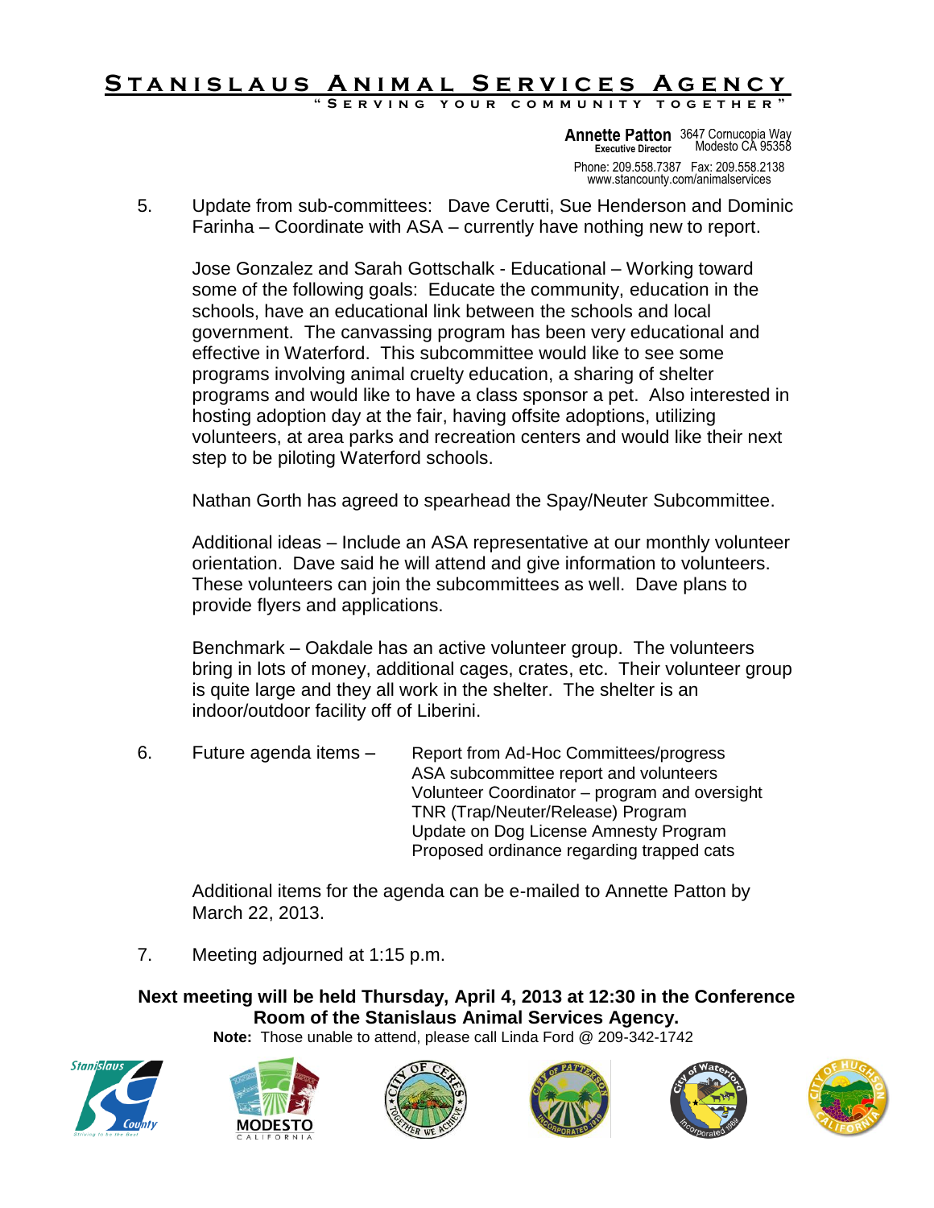# Stanislaus Animal Services Agency

**"Serving your community together"**

**Annette Patton** 3647 Cornucopia Way
**Executive Director** Modesto CA 95358

Phone: 209.558.7387 Fax: 209.558.2138
www.stancounty.com/animalservices

5. Update from sub-committees: Dave Cerutti, Sue Henderson and Dominic Farinha – Coordinate with ASA – currently have nothing new to report.

   Jose Gonzalez and Sarah Gottschalk - Educational – Working toward some of the following goals: Educate the community, education in the schools, have an educational link between the schools and local government. The canvassing program has been very educational and effective in Waterford. This subcommittee would like to see some programs involving animal cruelty education, a sharing of shelter programs and would like to have a class sponsor a pet. Also interested in hosting adoption day at the fair, having offsite adoptions, utilizing volunteers, at area parks and recreation centers and would like their next step to be piloting Waterford schools.

   Nathan Gorth has agreed to spearhead the Spay/Neuter Subcommittee.

   Additional ideas – Include an ASA representative at our monthly volunteer orientation. Dave said he will attend and give information to volunteers. These volunteers can join the subcommittees as well. Dave plans to provide flyers and applications.

   Benchmark – Oakdale has an active volunteer group. The volunteers bring in lots of money, additional cages, crates, etc. Their volunteer group is quite large and they all work in the shelter. The shelter is an indoor/outdoor facility off of Liberini.

6. Future agenda items –
   - Report from Ad-Hoc Committees/progress
   - ASA subcommittee report and volunteers
   - Volunteer Coordinator – program and oversight
   - TNR (Trap/Neuter/Release) Program
   - Update on Dog License Amnesty Program
   - Proposed ordinance regarding trapped cats

   Additional items for the agenda can be e-mailed to Annette Patton by March 22, 2013.

7. Meeting adjourned at 1:15 p.m.

**Next meeting will be held Thursday, April 4, 2013 at 12:30 in the Conference Room of the Stanislaus Animal Services Agency.**

**Note:** Those unable to attend, please call Linda Ford @ 209-342-1742